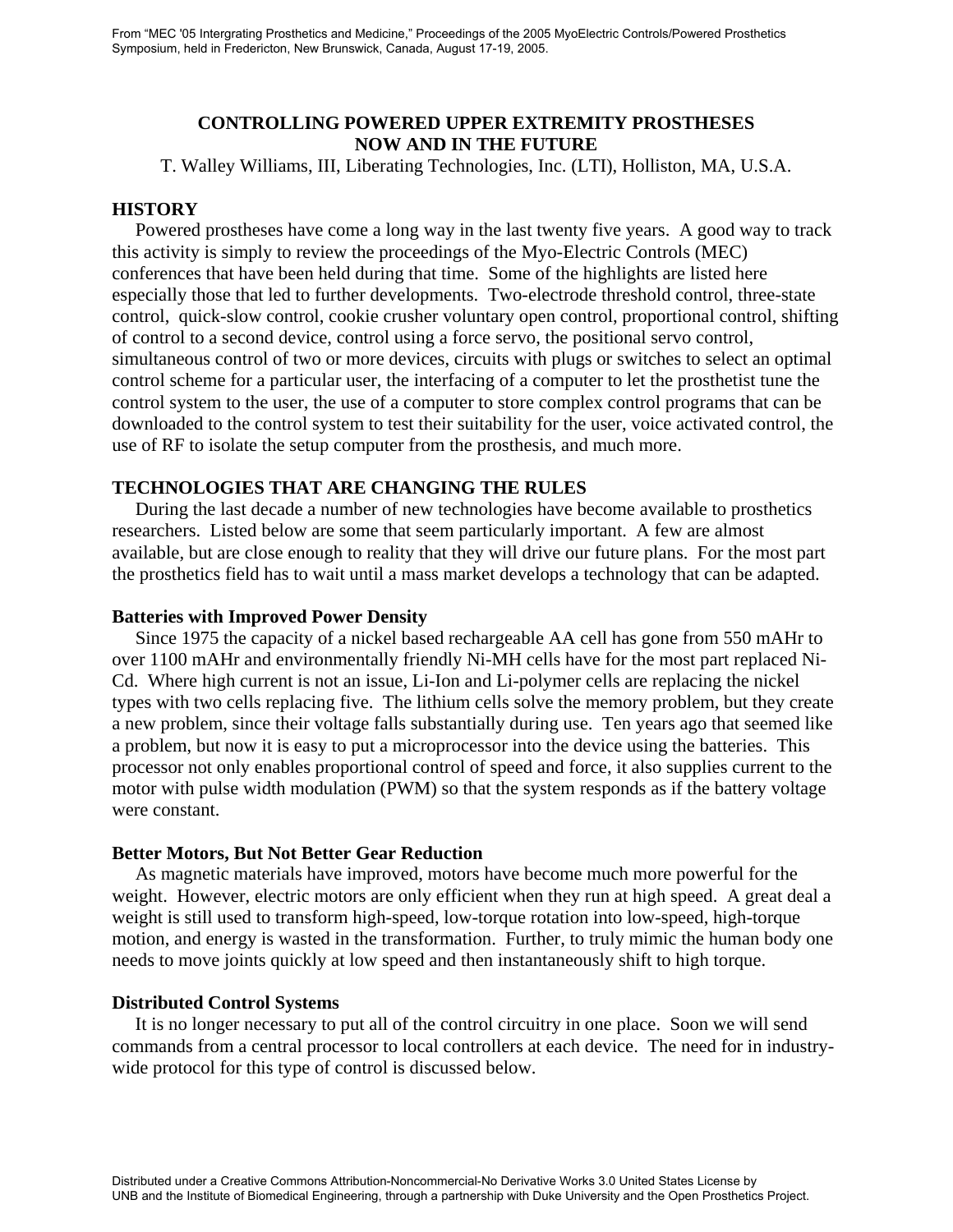From "MEC '05 Intergrating Prosthetics and Medicine," Proceedings of the 2005 MyoElectric Controls/Powered Prosthetics Symposium, held in Fredericton, New Brunswick, Canada, August 17-19, 2005.

# CONTROLLING POWERED UPPER EXTREMITY PROSTHESES NOW AND IN THE FUTURE

T. Walley Williams, III, Liberating Technologies, Inc. (LTI), Holliston, MA, U.S.A.

## HISTORY

Powered prostheses have come a long way in the last twenty five years. A good way to track this activity is simply to review the proceedings of the Myo-Electric Controls (MEC) conferences that have been held during that time. Some of the highlights are listed here especially those that led to further developments. Two-electrode threshold control, three-state control, quick-slow control, cookie crusher voluntary open control, proportional control, shifting of control to a second device, control using a force servo, the positional servo control, simultaneous control of two or more devices, circuits with plugs or switches to select an optimal control scheme for a particular user, the interfacing of a computer to let the prosthetist tune the control system to the user, the use of a computer to store complex control programs that can be downloaded to the control system to test their suitability for the user, voice activated control, the use of RF to isolate the setup computer from the prosthesis, and much more.

## TECHNOLOGIES THAT ARE CHANGING THE RULES

During the last decade a number of new technologies have become available to prosthetics researchers. Listed below are some that seem particularly important. A few are almost available, but are close enough to reality that they will drive our future plans. For the most part the prosthetics field has to wait until a mass market develops a technology that can be adapted.

### Batteries with Improved Power Density

Since 1975 the capacity of a nickel based rechargeable AA cell has gone from 550 mAHr to over 1100 mAHr and environmentally friendly Ni-MH cells have for the most part replaced Ni-Cd. Where high current is not an issue, Li-Ion and Li-polymer cells are replacing the nickel types with two cells replacing five. The lithium cells solve the memory problem, but they create a new problem, since their voltage falls substantially during use. Ten years ago that seemed like a problem, but now it is easy to put a microprocessor into the device using the batteries. This processor not only enables proportional control of speed and force, it also supplies current to the motor with pulse width modulation (PWM) so that the system responds as if the battery voltage were constant.

### Better Motors, But Not Better Gear Reduction

As magnetic materials have improved, motors have become much more powerful for the weight. However, electric motors are only efficient when they run at high speed. A great deal a weight is still used to transform high-speed, low-torque rotation into low-speed, high-torque motion, and energy is wasted in the transformation. Further, to truly mimic the human body one needs to move joints quickly at low speed and then instantaneously shift to high torque.

### Distributed Control Systems

It is no longer necessary to put all of the control circuitry in one place. Soon we will send commands from a central processor to local controllers at each device. The need for in industry-wide protocol for this type of control is discussed below.

Distributed under a Creative Commons Attribution-Noncommercial-No Derivative Works 3.0 United States License by UNB and the Institute of Biomedical Engineering, through a partnership with Duke University and the Open Prosthetics Project.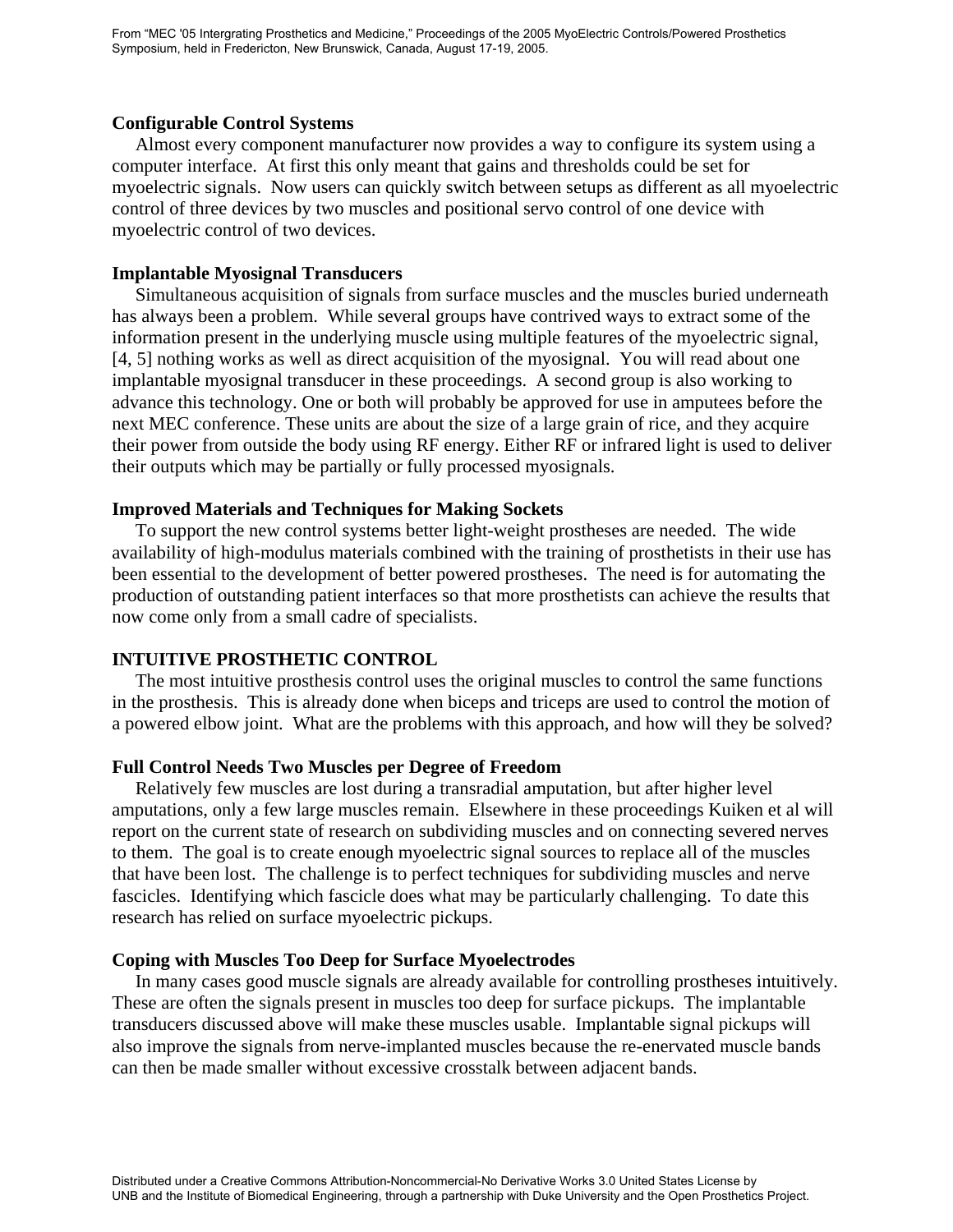### Configurable Control Systems

Almost every component manufacturer now provides a way to configure its system using a computer interface. At first this only meant that gains and thresholds could be set for myoelectric signals. Now users can quickly switch between setups as different as all myoelectric control of three devices by two muscles and positional servo control of one device with myoelectric control of two devices.

### Implantable Myosignal Transducers

Simultaneous acquisition of signals from surface muscles and the muscles buried underneath has always been a problem. While several groups have contrived ways to extract some of the information present in the underlying muscle using multiple features of the myoelectric signal, [4, 5] nothing works as well as direct acquisition of the myosignal. You will read about one implantable myosignal transducer in these proceedings. A second group is also working to advance this technology. One or both will probably be approved for use in amputees before the next MEC conference. These units are about the size of a large grain of rice, and they acquire their power from outside the body using RF energy. Either RF or infrared light is used to deliver their outputs which may be partially or fully processed myosignals.

### Improved Materials and Techniques for Making Sockets

To support the new control systems better light-weight prostheses are needed. The wide availability of high-modulus materials combined with the training of prosthetists in their use has been essential to the development of better powered prostheses. The need is for automating the production of outstanding patient interfaces so that more prosthetists can achieve the results that now come only from a small cadre of specialists.

## INTUITIVE PROSTHETIC CONTROL

The most intuitive prosthesis control uses the original muscles to control the same functions in the prosthesis. This is already done when biceps and triceps are used to control the motion of a powered elbow joint. What are the problems with this approach, and how will they be solved?

### Full Control Needs Two Muscles per Degree of Freedom

Relatively few muscles are lost during a transradial amputation, but after higher level amputations, only a few large muscles remain. Elsewhere in these proceedings Kuiken et al will report on the current state of research on subdividing muscles and on connecting severed nerves to them. The goal is to create enough myoelectric signal sources to replace all of the muscles that have been lost. The challenge is to perfect techniques for subdividing muscles and nerve fascicles. Identifying which fascicle does what may be particularly challenging. To date this research has relied on surface myoelectric pickups.

### Coping with Muscles Too Deep for Surface Myoelectrodes

In many cases good muscle signals are already available for controlling prostheses intuitively. These are often the signals present in muscles too deep for surface pickups. The implantable transducers discussed above will make these muscles usable. Implantable signal pickups will also improve the signals from nerve-implanted muscles because the re-enervated muscle bands can then be made smaller without excessive crosstalk between adjacent bands.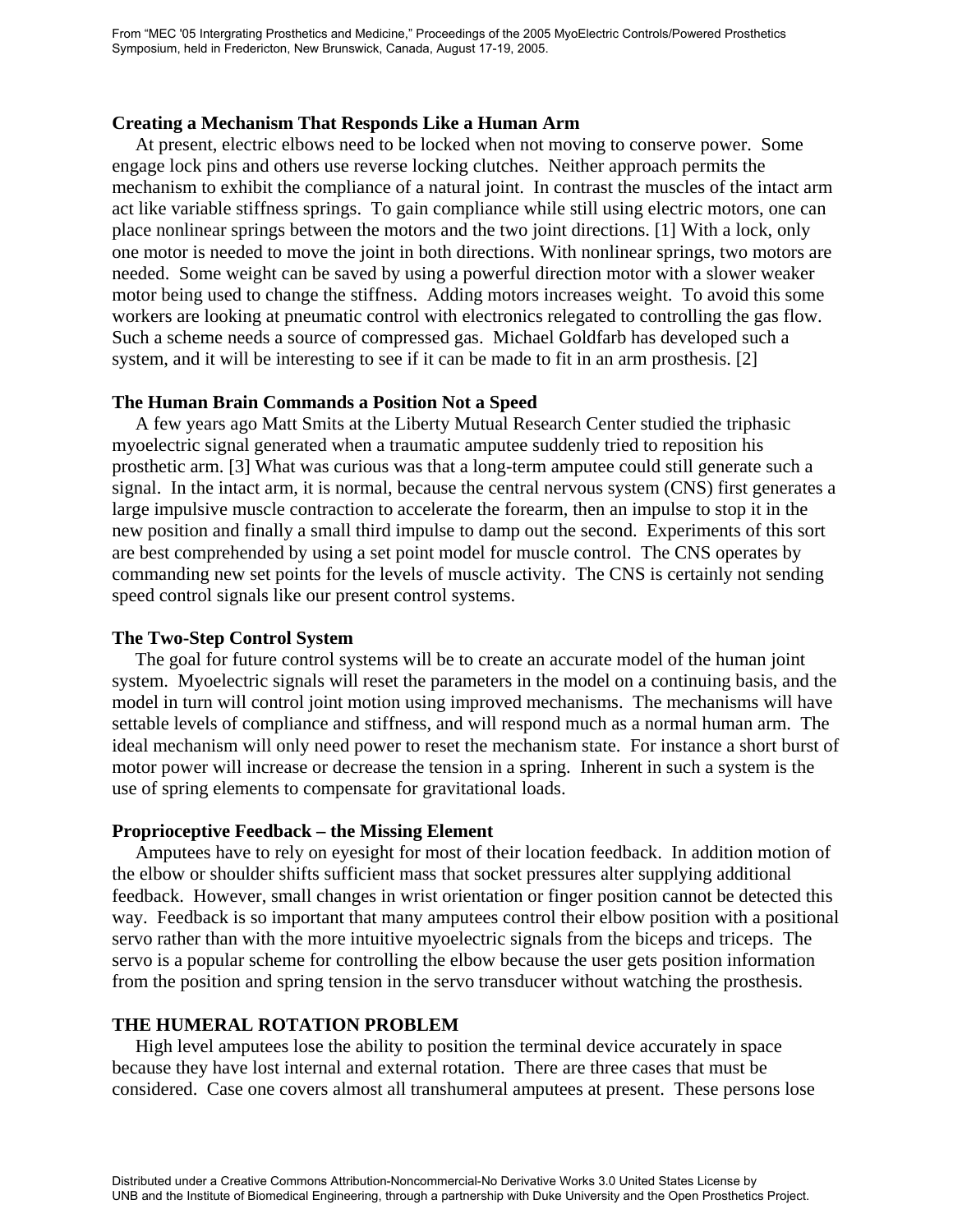### Creating a Mechanism That Responds Like a Human Arm

At present, electric elbows need to be locked when not moving to conserve power. Some engage lock pins and others use reverse locking clutches. Neither approach permits the mechanism to exhibit the compliance of a natural joint. In contrast the muscles of the intact arm act like variable stiffness springs. To gain compliance while still using electric motors, one can place nonlinear springs between the motors and the two joint directions. [1] With a lock, only one motor is needed to move the joint in both directions. With nonlinear springs, two motors are needed. Some weight can be saved by using a powerful direction motor with a slower weaker motor being used to change the stiffness. Adding motors increases weight. To avoid this some workers are looking at pneumatic control with electronics relegated to controlling the gas flow. Such a scheme needs a source of compressed gas. Michael Goldfarb has developed such a system, and it will be interesting to see if it can be made to fit in an arm prosthesis. [2]

### The Human Brain Commands a Position Not a Speed

A few years ago Matt Smits at the Liberty Mutual Research Center studied the triphasic myoelectric signal generated when a traumatic amputee suddenly tried to reposition his prosthetic arm. [3] What was curious was that a long-term amputee could still generate such a signal. In the intact arm, it is normal, because the central nervous system (CNS) first generates a large impulsive muscle contraction to accelerate the forearm, then an impulse to stop it in the new position and finally a small third impulse to damp out the second. Experiments of this sort are best comprehended by using a set point model for muscle control. The CNS operates by commanding new set points for the levels of muscle activity. The CNS is certainly not sending speed control signals like our present control systems.

### The Two-Step Control System

The goal for future control systems will be to create an accurate model of the human joint system. Myoelectric signals will reset the parameters in the model on a continuing basis, and the model in turn will control joint motion using improved mechanisms. The mechanisms will have settable levels of compliance and stiffness, and will respond much as a normal human arm. The ideal mechanism will only need power to reset the mechanism state. For instance a short burst of motor power will increase or decrease the tension in a spring. Inherent in such a system is the use of spring elements to compensate for gravitational loads.

### Proprioceptive Feedback – the Missing Element

Amputees have to rely on eyesight for most of their location feedback. In addition motion of the elbow or shoulder shifts sufficient mass that socket pressures alter supplying additional feedback. However, small changes in wrist orientation or finger position cannot be detected this way. Feedback is so important that many amputees control their elbow position with a positional servo rather than with the more intuitive myoelectric signals from the biceps and triceps. The servo is a popular scheme for controlling the elbow because the user gets position information from the position and spring tension in the servo transducer without watching the prosthesis.

## THE HUMERAL ROTATION PROBLEM

High level amputees lose the ability to position the terminal device accurately in space because they have lost internal and external rotation. There are three cases that must be considered. Case one covers almost all transhumeral amputees at present. These persons lose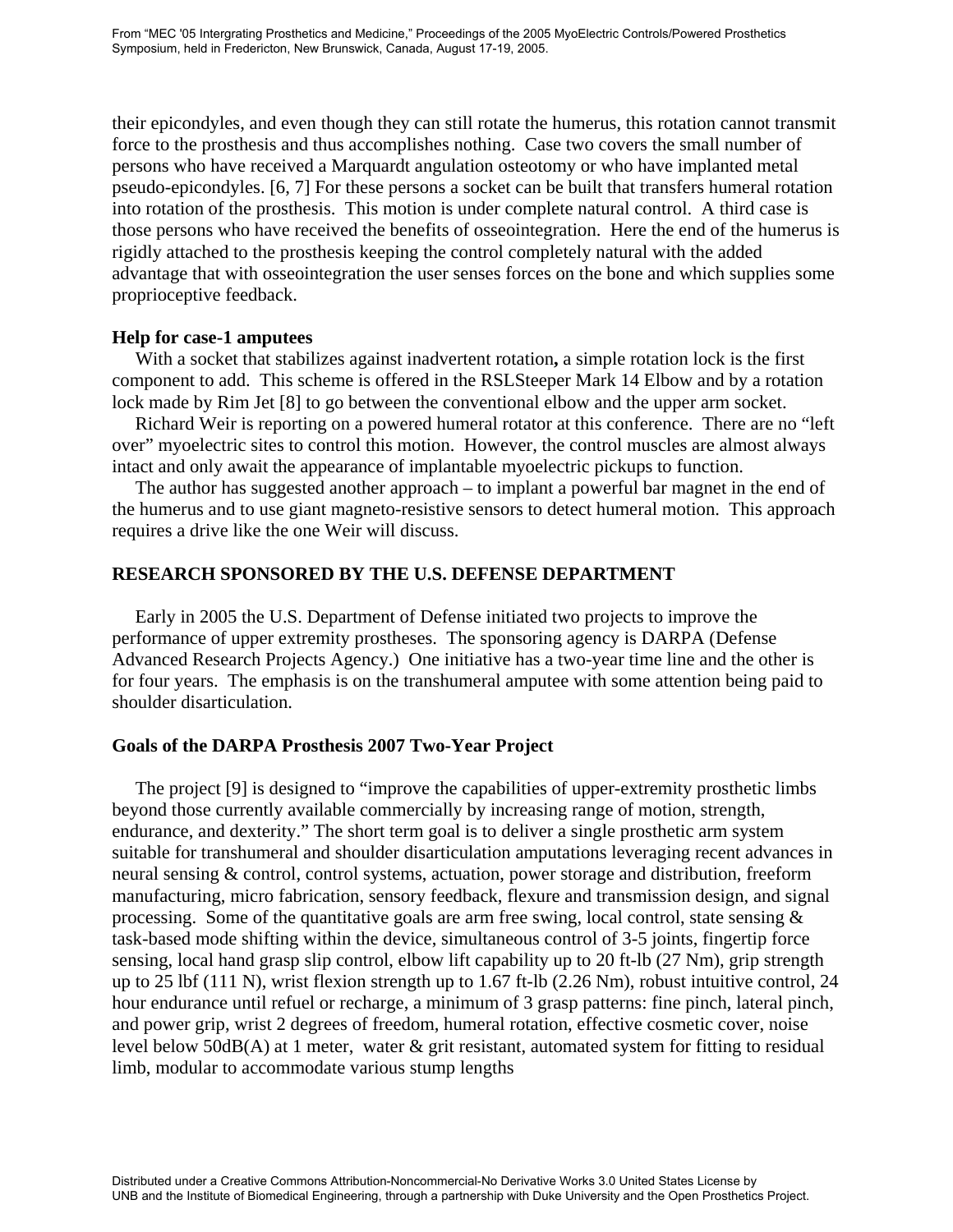their epicondyles, and even though they can still rotate the humerus, this rotation cannot transmit force to the prosthesis and thus accomplishes nothing. Case two covers the small number of persons who have received a Marquardt angulation osteotomy or who have implanted metal pseudo-epicondyles. [6, 7] For these persons a socket can be built that transfers humeral rotation into rotation of the prosthesis. This motion is under complete natural control. A third case is those persons who have received the benefits of osseointegration. Here the end of the humerus is rigidly attached to the prosthesis keeping the control completely natural with the added advantage that with osseointegration the user senses forces on the bone and which supplies some proprioceptive feedback.

**Help for case-1 amputees**

With a socket that stabilizes against inadvertent rotation**,** a simple rotation lock is the first component to add. This scheme is offered in the RSLSteeper Mark 14 Elbow and by a rotation lock made by Rim Jet [8] to go between the conventional elbow and the upper arm socket.

Richard Weir is reporting on a powered humeral rotator at this conference. There are no "left over" myoelectric sites to control this motion. However, the control muscles are almost always intact and only await the appearance of implantable myoelectric pickups to function.

The author has suggested another approach – to implant a powerful bar magnet in the end of the humerus and to use giant magneto-resistive sensors to detect humeral motion. This approach requires a drive like the one Weir will discuss.

## RESEARCH SPONSORED BY THE U.S. DEFENSE DEPARTMENT

Early in 2005 the U.S. Department of Defense initiated two projects to improve the performance of upper extremity prostheses. The sponsoring agency is DARPA (Defense Advanced Research Projects Agency.) One initiative has a two-year time line and the other is for four years. The emphasis is on the transhumeral amputee with some attention being paid to shoulder disarticulation.

**Goals of the DARPA Prosthesis 2007 Two-Year Project**

The project [9] is designed to "improve the capabilities of upper-extremity prosthetic limbs beyond those currently available commercially by increasing range of motion, strength, endurance, and dexterity." The short term goal is to deliver a single prosthetic arm system suitable for transhumeral and shoulder disarticulation amputations leveraging recent advances in neural sensing & control, control systems, actuation, power storage and distribution, freeform manufacturing, micro fabrication, sensory feedback, flexure and transmission design, and signal processing. Some of the quantitative goals are arm free swing, local control, state sensing & task-based mode shifting within the device, simultaneous control of 3-5 joints, fingertip force sensing, local hand grasp slip control, elbow lift capability up to 20 ft-lb (27 Nm), grip strength up to 25 lbf (111 N), wrist flexion strength up to 1.67 ft-lb (2.26 Nm), robust intuitive control, 24 hour endurance until refuel or recharge, a minimum of 3 grasp patterns: fine pinch, lateral pinch, and power grip, wrist 2 degrees of freedom, humeral rotation, effective cosmetic cover, noise level below 50dB(A) at 1 meter, water & grit resistant, automated system for fitting to residual limb, modular to accommodate various stump lengths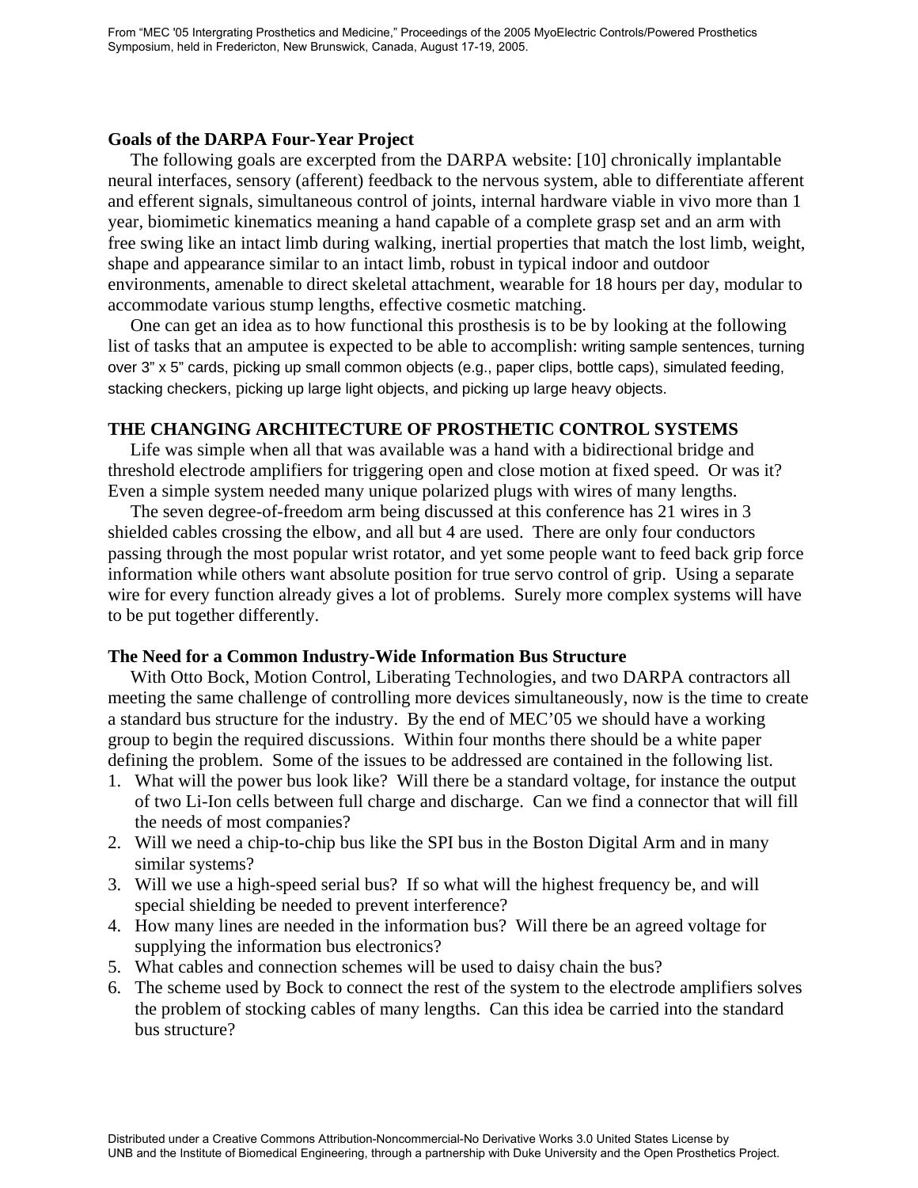### Goals of the DARPA Four-Year Project

The following goals are excerpted from the DARPA website: [10] chronically implantable neural interfaces, sensory (afferent) feedback to the nervous system, able to differentiate afferent and efferent signals, simultaneous control of joints, internal hardware viable in vivo more than 1 year, biomimetic kinematics meaning a hand capable of a complete grasp set and an arm with free swing like an intact limb during walking, inertial properties that match the lost limb, weight, shape and appearance similar to an intact limb, robust in typical indoor and outdoor environments, amenable to direct skeletal attachment, wearable for 18 hours per day, modular to accommodate various stump lengths, effective cosmetic matching.

One can get an idea as to how functional this prosthesis is to be by looking at the following list of tasks that an amputee is expected to be able to accomplish: writing sample sentences, turning over 3” x 5” cards, picking up small common objects (e.g., paper clips, bottle caps), simulated feeding, stacking checkers, picking up large light objects, and picking up large heavy objects.

## THE CHANGING ARCHITECTURE OF PROSTHETIC CONTROL SYSTEMS

Life was simple when all that was available was a hand with a bidirectional bridge and threshold electrode amplifiers for triggering open and close motion at fixed speed. Or was it? Even a simple system needed many unique polarized plugs with wires of many lengths.

The seven degree-of-freedom arm being discussed at this conference has 21 wires in 3 shielded cables crossing the elbow, and all but 4 are used. There are only four conductors passing through the most popular wrist rotator, and yet some people want to feed back grip force information while others want absolute position for true servo control of grip. Using a separate wire for every function already gives a lot of problems. Surely more complex systems will have to be put together differently.

### The Need for a Common Industry-Wide Information Bus Structure

With Otto Bock, Motion Control, Liberating Technologies, and two DARPA contractors all meeting the same challenge of controlling more devices simultaneously, now is the time to create a standard bus structure for the industry. By the end of MEC’05 we should have a working group to begin the required discussions. Within four months there should be a white paper defining the problem. Some of the issues to be addressed are contained in the following list.

1. What will the power bus look like? Will there be a standard voltage, for instance the output of two Li-Ion cells between full charge and discharge. Can we find a connector that will fill the needs of most companies?
2. Will we need a chip-to-chip bus like the SPI bus in the Boston Digital Arm and in many similar systems?
3. Will we use a high-speed serial bus? If so what will the highest frequency be, and will special shielding be needed to prevent interference?
4. How many lines are needed in the information bus? Will there be an agreed voltage for supplying the information bus electronics?
5. What cables and connection schemes will be used to daisy chain the bus?
6. The scheme used by Bock to connect the rest of the system to the electrode amplifiers solves the problem of stocking cables of many lengths. Can this idea be carried into the standard bus structure?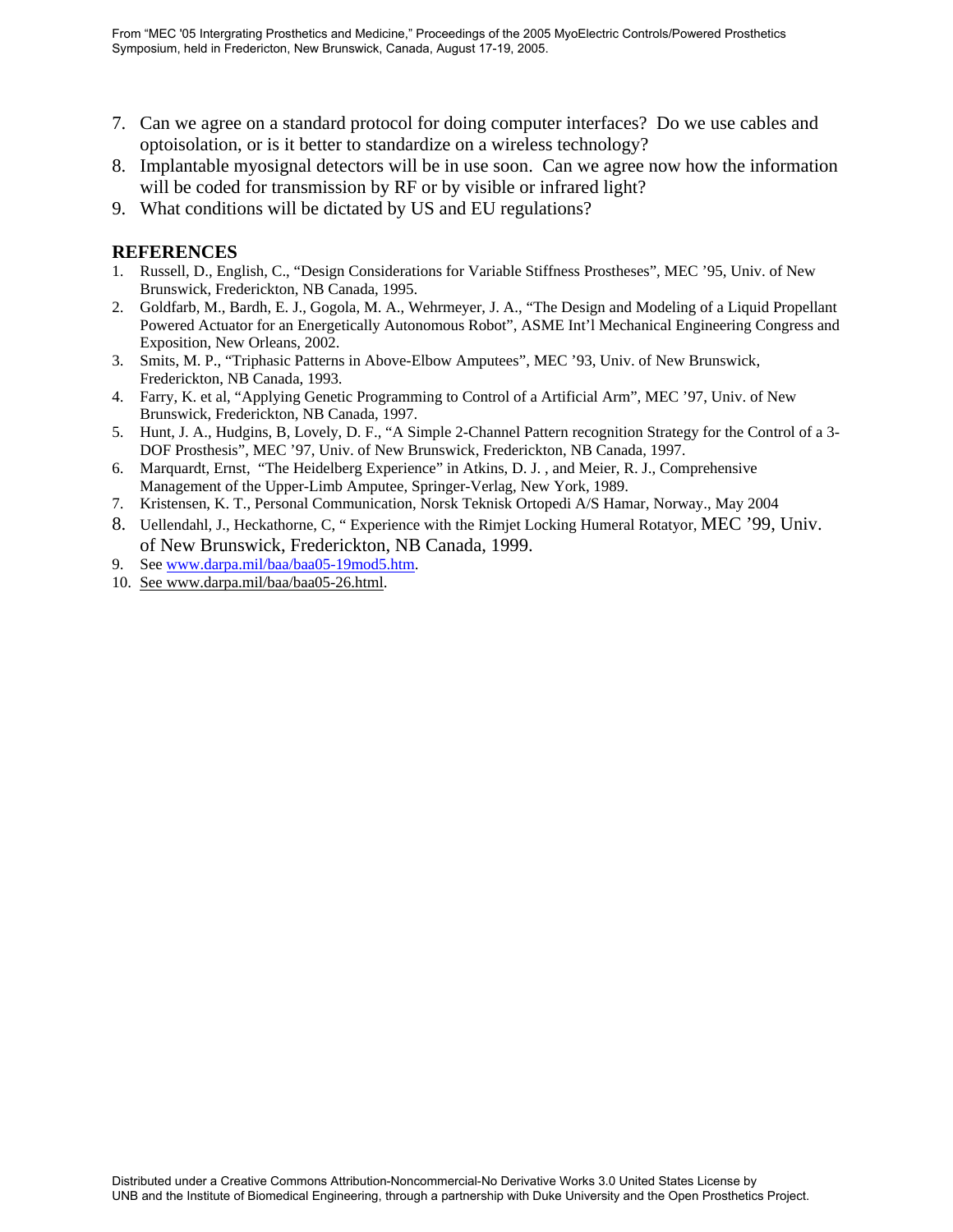7. Can we agree on a standard protocol for doing computer interfaces? Do we use cables and optoisolation, or is it better to standardize on a wireless technology?
8. Implantable myosignal detectors will be in use soon. Can we agree now how the information will be coded for transmission by RF or by visible or infrared light?
9. What conditions will be dictated by US and EU regulations?

## REFERENCES

1. Russell, D., English, C., "Design Considerations for Variable Stiffness Prostheses", MEC '95, Univ. of New Brunswick, Frederickton, NB Canada, 1995.
2. Goldfarb, M., Bardh, E. J., Gogola, M. A., Wehrmeyer, J. A., "The Design and Modeling of a Liquid Propellant Powered Actuator for an Energetically Autonomous Robot", ASME Int'l Mechanical Engineering Congress and Exposition, New Orleans, 2002.
3. Smits, M. P., "Triphasic Patterns in Above-Elbow Amputees", MEC '93, Univ. of New Brunswick, Frederickton, NB Canada, 1993.
4. Farry, K. et al, "Applying Genetic Programming to Control of a Artificial Arm", MEC '97, Univ. of New Brunswick, Frederickton, NB Canada, 1997.
5. Hunt, J. A., Hudgins, B, Lovely, D. F., "A Simple 2-Channel Pattern recognition Strategy for the Control of a 3-DOF Prosthesis", MEC '97, Univ. of New Brunswick, Frederickton, NB Canada, 1997.
6. Marquardt, Ernst, "The Heidelberg Experience" in Atkins, D. J. , and Meier, R. J., Comprehensive Management of the Upper-Limb Amputee, Springer-Verlag, New York, 1989.
7. Kristensen, K. T., Personal Communication, Norsk Teknisk Ortopedi A/S Hamar, Norway., May 2004
8. Uellendahl, J., Heckathorne, C, " Experience with the Rimjet Locking Humeral Rotatyor, MEC '99, Univ. of New Brunswick, Frederickton, NB Canada, 1999.
9. See www.darpa.mil/baa/baa05-19mod5.htm.
10. See www.darpa.mil/baa/baa05-26.html.